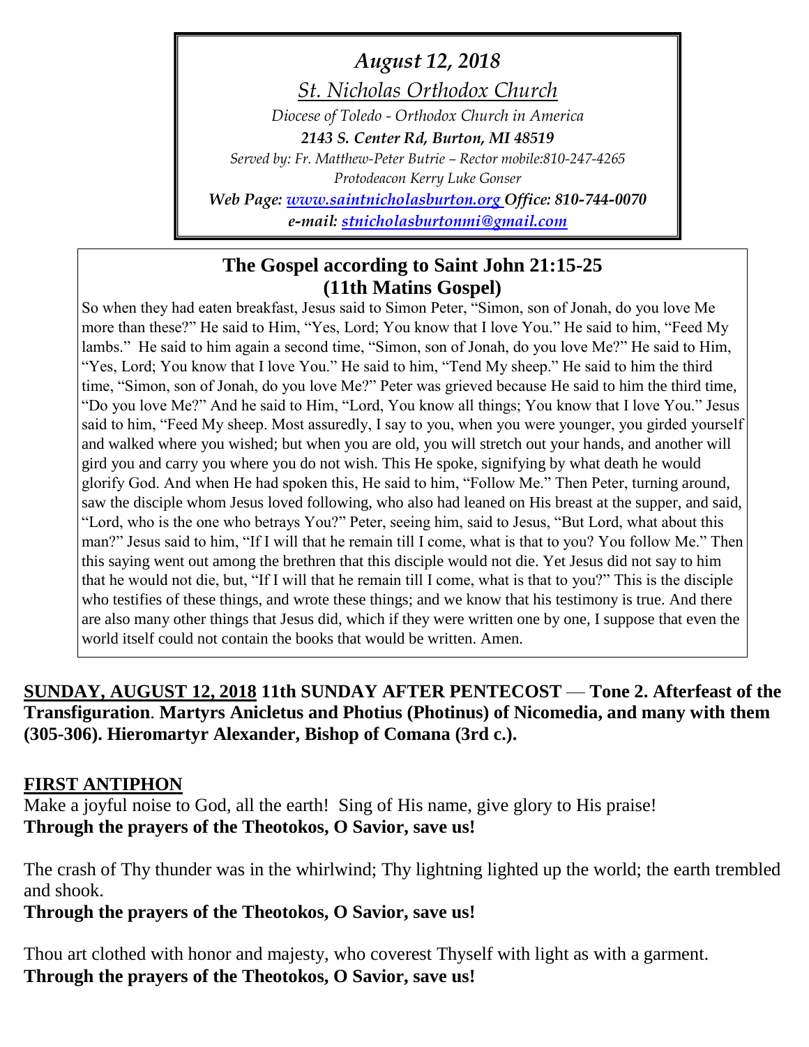*August 12, 2018*

*St. Nicholas Orthodox Church*

*Diocese of Toledo - Orthodox Church in America*

***2143 S. Center Rd, Burton, MI 48519***

*Served by: Fr. Matthew-Peter Butrie – Rector mobile:810-247-4265*

*Protodeacon Kerry Luke Gonser*

***Web Page: www.saintnicholasburton.org Office: 810-744-0070***

***e-mail: stnicholasburtonmi@gmail.com***

## The Gospel according to Saint John 21:15-25 (11th Matins Gospel)

So when they had eaten breakfast, Jesus said to Simon Peter, "Simon, son of Jonah, do you love Me more than these?" He said to Him, "Yes, Lord; You know that I love You." He said to him, "Feed My lambs." He said to him again a second time, "Simon, son of Jonah, do you love Me?" He said to Him, "Yes, Lord; You know that I love You." He said to him, "Tend My sheep." He said to him the third time, "Simon, son of Jonah, do you love Me?" Peter was grieved because He said to him the third time, "Do you love Me?" And he said to Him, "Lord, You know all things; You know that I love You." Jesus said to him, "Feed My sheep. Most assuredly, I say to you, when you were younger, you girded yourself and walked where you wished; but when you are old, you will stretch out your hands, and another will gird you and carry you where you do not wish. This He spoke, signifying by what death he would glorify God. And when He had spoken this, He said to him, "Follow Me." Then Peter, turning around, saw the disciple whom Jesus loved following, who also had leaned on His breast at the supper, and said, "Lord, who is the one who betrays You?" Peter, seeing him, said to Jesus, "But Lord, what about this man?" Jesus said to him, "If I will that he remain till I come, what is that to you? You follow Me." Then this saying went out among the brethren that this disciple would not die. Yet Jesus did not say to him that he would not die, but, "If I will that he remain till I come, what is that to you?" This is the disciple who testifies of these things, and wrote these things; and we know that his testimony is true. And there are also many other things that Jesus did, which if they were written one by one, I suppose that even the world itself could not contain the books that would be written. Amen.

**SUNDAY, AUGUST 12, 2018 11th SUNDAY AFTER PENTECOST — Tone 2. Afterfeast of the Transfiguration. Martyrs Anicletus and Photius (Photinus) of Nicomedia, and many with them (305-306). Hieromartyr Alexander, Bishop of Comana (3rd c.).**

**FIRST ANTIPHON**

Make a joyful noise to God, all the earth! Sing of His name, give glory to His praise!
**Through the prayers of the Theotokos, O Savior, save us!**

The crash of Thy thunder was in the whirlwind; Thy lightning lighted up the world; the earth trembled and shook.
**Through the prayers of the Theotokos, O Savior, save us!**

Thou art clothed with honor and majesty, who coverest Thyself with light as with a garment.
**Through the prayers of the Theotokos, O Savior, save us!**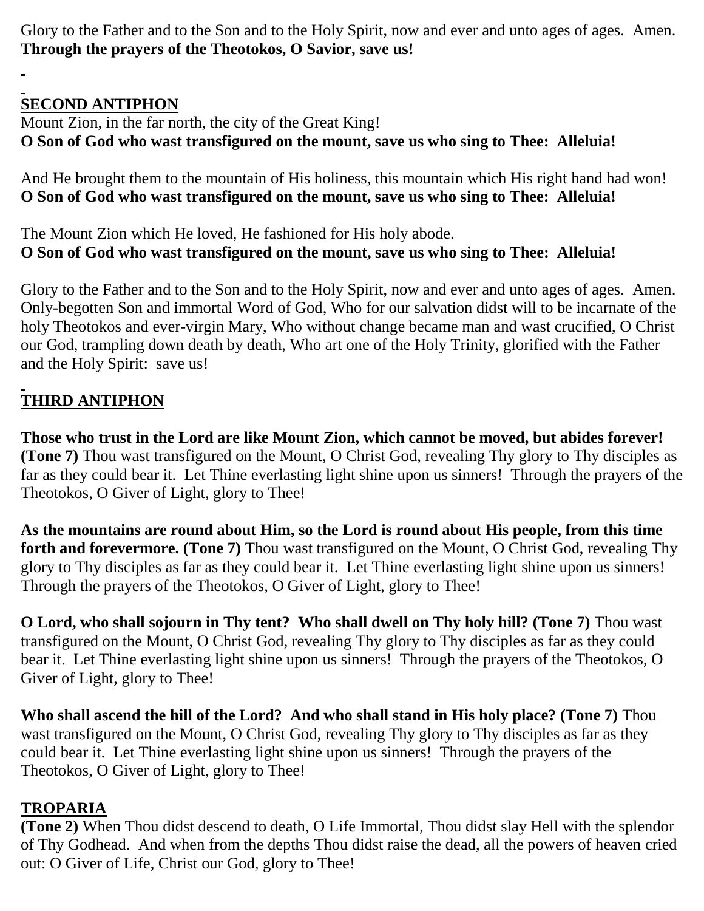Glory to the Father and to the Son and to the Holy Spirit, now and ever and unto ages of ages. Amen.
**Through the prayers of the Theotokos, O Savior, save us!**

## SECOND ANTIPHON

Mount Zion, in the far north, the city of the Great King!
**O Son of God who wast transfigured on the mount, save us who sing to Thee: Alleluia!**

And He brought them to the mountain of His holiness, this mountain which His right hand had won!
**O Son of God who wast transfigured on the mount, save us who sing to Thee: Alleluia!**

The Mount Zion which He loved, He fashioned for His holy abode.
**O Son of God who wast transfigured on the mount, save us who sing to Thee: Alleluia!**

Glory to the Father and to the Son and to the Holy Spirit, now and ever and unto ages of ages. Amen.
Only-begotten Son and immortal Word of God, Who for our salvation didst will to be incarnate of the holy Theotokos and ever-virgin Mary, Who without change became man and wast crucified, O Christ our God, trampling down death by death, Who art one of the Holy Trinity, glorified with the Father and the Holy Spirit: save us!

## THIRD ANTIPHON

**Those who trust in the Lord are like Mount Zion, which cannot be moved, but abides forever! (Tone 7)** Thou wast transfigured on the Mount, O Christ God, revealing Thy glory to Thy disciples as far as they could bear it. Let Thine everlasting light shine upon us sinners! Through the prayers of the Theotokos, O Giver of Light, glory to Thee!

**As the mountains are round about Him, so the Lord is round about His people, from this time forth and forevermore. (Tone 7)** Thou wast transfigured on the Mount, O Christ God, revealing Thy glory to Thy disciples as far as they could bear it. Let Thine everlasting light shine upon us sinners! Through the prayers of the Theotokos, O Giver of Light, glory to Thee!

**O Lord, who shall sojourn in Thy tent? Who shall dwell on Thy holy hill? (Tone 7)** Thou wast transfigured on the Mount, O Christ God, revealing Thy glory to Thy disciples as far as they could bear it. Let Thine everlasting light shine upon us sinners! Through the prayers of the Theotokos, O Giver of Light, glory to Thee!

**Who shall ascend the hill of the Lord? And who shall stand in His holy place? (Tone 7)** Thou wast transfigured on the Mount, O Christ God, revealing Thy glory to Thy disciples as far as they could bear it. Let Thine everlasting light shine upon us sinners! Through the prayers of the Theotokos, O Giver of Light, glory to Thee!

## TROPARIA

**(Tone 2)** When Thou didst descend to death, O Life Immortal, Thou didst slay Hell with the splendor of Thy Godhead. And when from the depths Thou didst raise the dead, all the powers of heaven cried out: O Giver of Life, Christ our God, glory to Thee!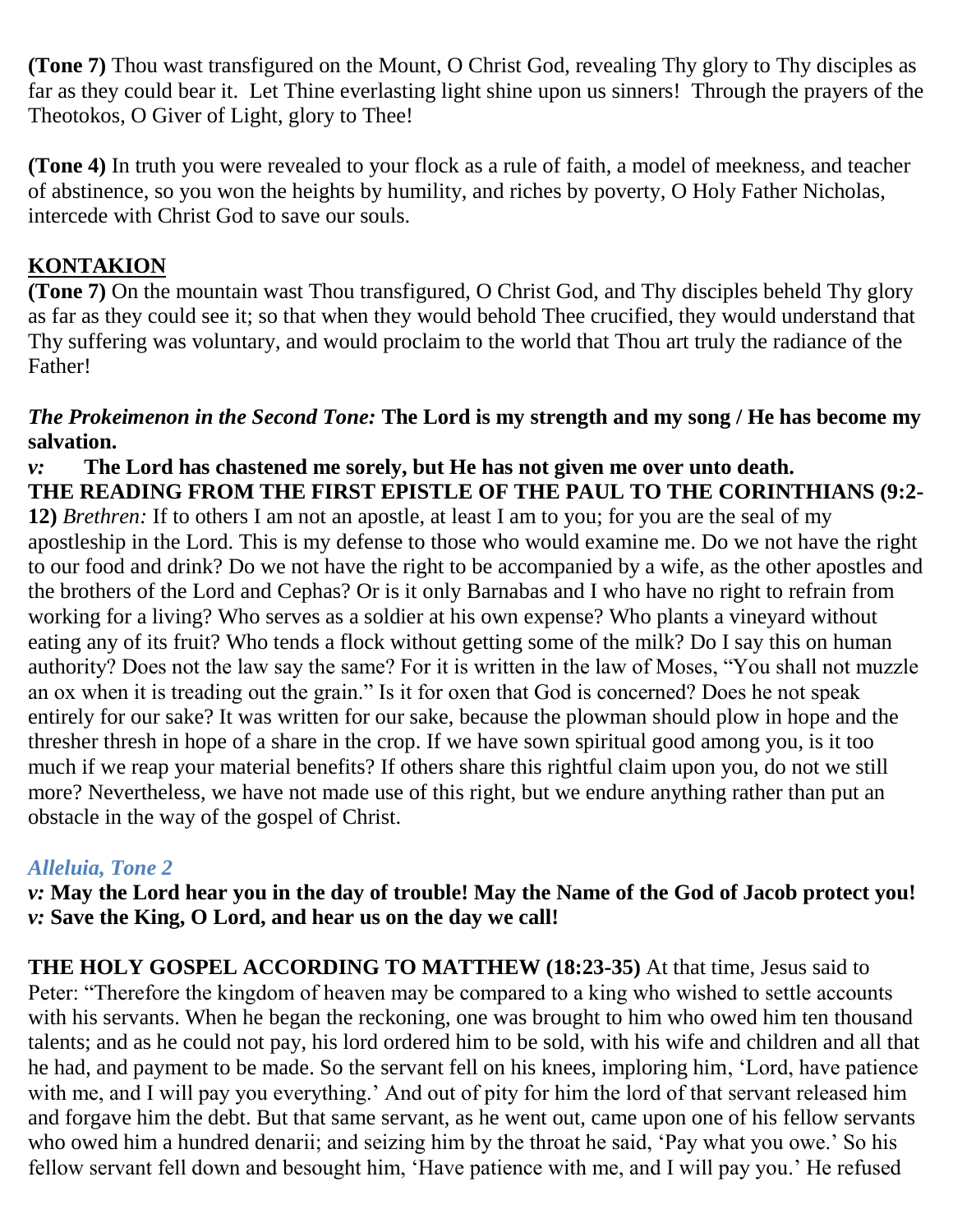**(Tone 7)** Thou wast transfigured on the Mount, O Christ God, revealing Thy glory to Thy disciples as far as they could bear it. Let Thine everlasting light shine upon us sinners! Through the prayers of the Theotokos, O Giver of Light, glory to Thee!

**(Tone 4)** In truth you were revealed to your flock as a rule of faith, a model of meekness, and teacher of abstinence, so you won the heights by humility, and riches by poverty, O Holy Father Nicholas, intercede with Christ God to save our souls.

## KONTAKION

**(Tone 7)** On the mountain wast Thou transfigured, O Christ God, and Thy disciples beheld Thy glory as far as they could see it; so that when they would behold Thee crucified, they would understand that Thy suffering was voluntary, and would proclaim to the world that Thou art truly the radiance of the Father!

***The Prokeimenon in the Second Tone:*** **The Lord is my strength and my song / He has become my salvation.**

***v:*** **The Lord has chastened me sorely, but He has not given me over unto death.**

**THE READING FROM THE FIRST EPISTLE OF THE PAUL TO THE CORINTHIANS (9:2-12)** *Brethren:* If to others I am not an apostle, at least I am to you; for you are the seal of my apostleship in the Lord. This is my defense to those who would examine me. Do we not have the right to our food and drink? Do we not have the right to be accompanied by a wife, as the other apostles and the brothers of the Lord and Cephas? Or is it only Barnabas and I who have no right to refrain from working for a living? Who serves as a soldier at his own expense? Who plants a vineyard without eating any of its fruit? Who tends a flock without getting some of the milk? Do I say this on human authority? Does not the law say the same? For it is written in the law of Moses, "You shall not muzzle an ox when it is treading out the grain." Is it for oxen that God is concerned? Does he not speak entirely for our sake? It was written for our sake, because the plowman should plow in hope and the thresher thresh in hope of a share in the crop. If we have sown spiritual good among you, is it too much if we reap your material benefits? If others share this rightful claim upon you, do not we still more? Nevertheless, we have not made use of this right, but we endure anything rather than put an obstacle in the way of the gospel of Christ.

### *Alleluia, Tone 2*

***v:*** **May the Lord hear you in the day of trouble! May the Name of the God of Jacob protect you!**
***v:*** **Save the King, O Lord, and hear us on the day we call!**

**THE HOLY GOSPEL ACCORDING TO MATTHEW (18:23-35)** At that time, Jesus said to Peter: "Therefore the kingdom of heaven may be compared to a king who wished to settle accounts with his servants. When he began the reckoning, one was brought to him who owed him ten thousand talents; and as he could not pay, his lord ordered him to be sold, with his wife and children and all that he had, and payment to be made. So the servant fell on his knees, imploring him, 'Lord, have patience with me, and I will pay you everything.' And out of pity for him the lord of that servant released him and forgave him the debt. But that same servant, as he went out, came upon one of his fellow servants who owed him a hundred denarii; and seizing him by the throat he said, 'Pay what you owe.' So his fellow servant fell down and besought him, 'Have patience with me, and I will pay you.' He refused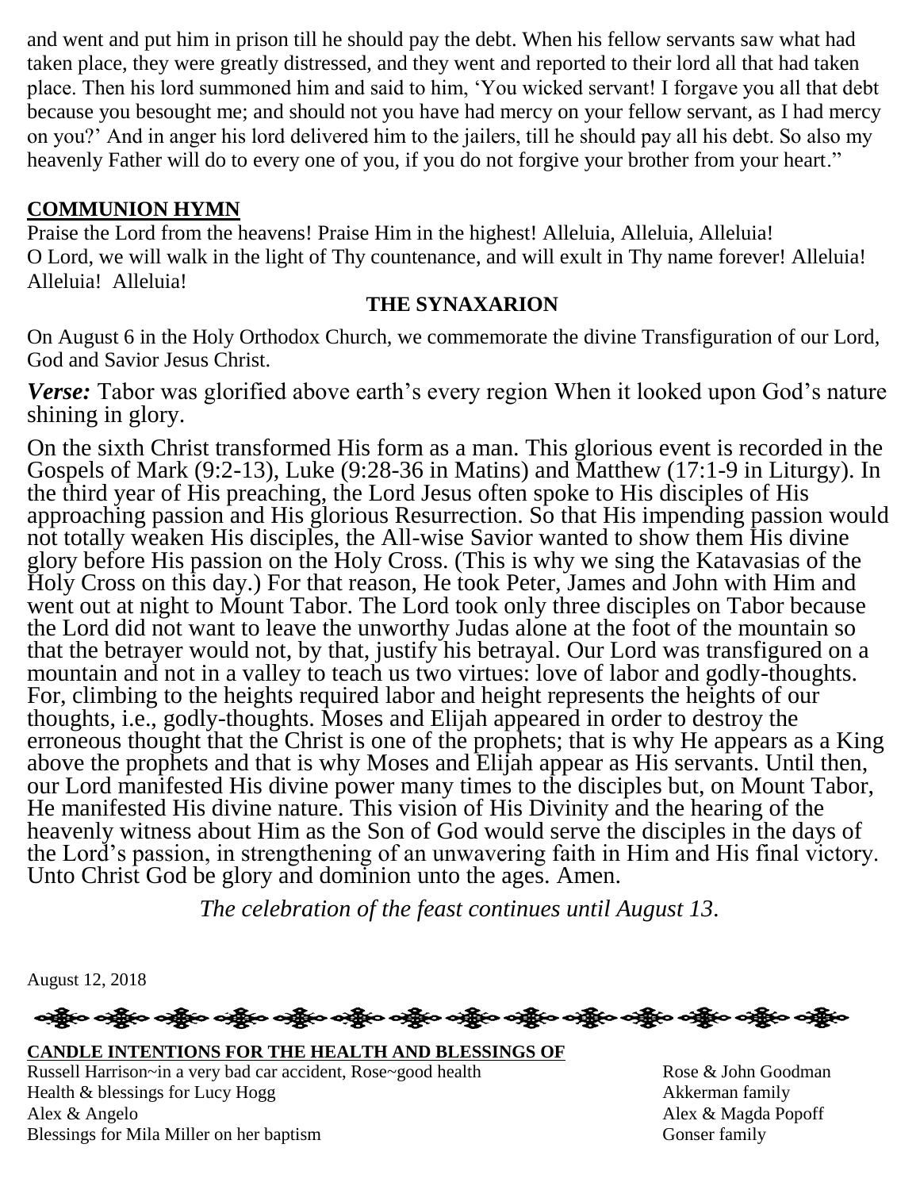and went and put him in prison till he should pay the debt. When his fellow servants saw what had taken place, they were greatly distressed, and they went and reported to their lord all that had taken place. Then his lord summoned him and said to him, 'You wicked servant! I forgave you all that debt because you besought me; and should not you have had mercy on your fellow servant, as I had mercy on you?' And in anger his lord delivered him to the jailers, till he should pay all his debt. So also my heavenly Father will do to every one of you, if you do not forgive your brother from your heart."

**COMMUNION HYMN**

Praise the Lord from the heavens! Praise Him in the highest! Alleluia, Alleluia, Alleluia!
O Lord, we will walk in the light of Thy countenance, and will exult in Thy name forever! Alleluia! Alleluia! Alleluia!

**THE SYNAXARION**

On August 6 in the Holy Orthodox Church, we commemorate the divine Transfiguration of our Lord, God and Savior Jesus Christ.

***Verse:*** Tabor was glorified above earth's every region When it looked upon God's nature shining in glory.

On the sixth Christ transformed His form as a man. This glorious event is recorded in the Gospels of Mark (9:2-13), Luke (9:28-36 in Matins) and Matthew (17:1-9 in Liturgy). In the third year of His preaching, the Lord Jesus often spoke to His disciples of His approaching passion and His glorious Resurrection. So that His impending passion would not totally weaken His disciples, the All-wise Savior wanted to show them His divine glory before His passion on the Holy Cross. (This is why we sing the Katavasias of the Holy Cross on this day.) For that reason, He took Peter, James and John with Him and went out at night to Mount Tabor. The Lord took only three disciples on Tabor because the Lord did not want to leave the unworthy Judas alone at the foot of the mountain so that the betrayer would not, by that, justify his betrayal. Our Lord was transfigured on a mountain and not in a valley to teach us two virtues: love of labor and godly-thoughts. For, climbing to the heights required labor and height represents the heights of our thoughts, i.e., godly-thoughts. Moses and Elijah appeared in order to destroy the erroneous thought that the Christ is one of the prophets; that is why He appears as a King above the prophets and that is why Moses and Elijah appear as His servants. Until then, our Lord manifested His divine power many times to the disciples but, on Mount Tabor, He manifested His divine nature. This vision of His Divinity and the hearing of the heavenly witness about Him as the Son of God would serve the disciples in the days of the Lord's passion, in strengthening of an unwavering faith in Him and His final victory. Unto Christ God be glory and dominion unto the ages. Amen.

*The celebration of the feast continues until August 13.*

August 12, 2018

**CANDLE INTENTIONS FOR THE HEALTH AND BLESSINGS OF**

| | |
|---|---|
| Russell Harrison~in a very bad car accident, Rose~good health | Rose & John Goodman |
| Health & blessings for Lucy Hogg | Akkerman family |
| Alex & Angelo | Alex & Magda Popoff |
| Blessings for Mila Miller on her baptism | Gonser family |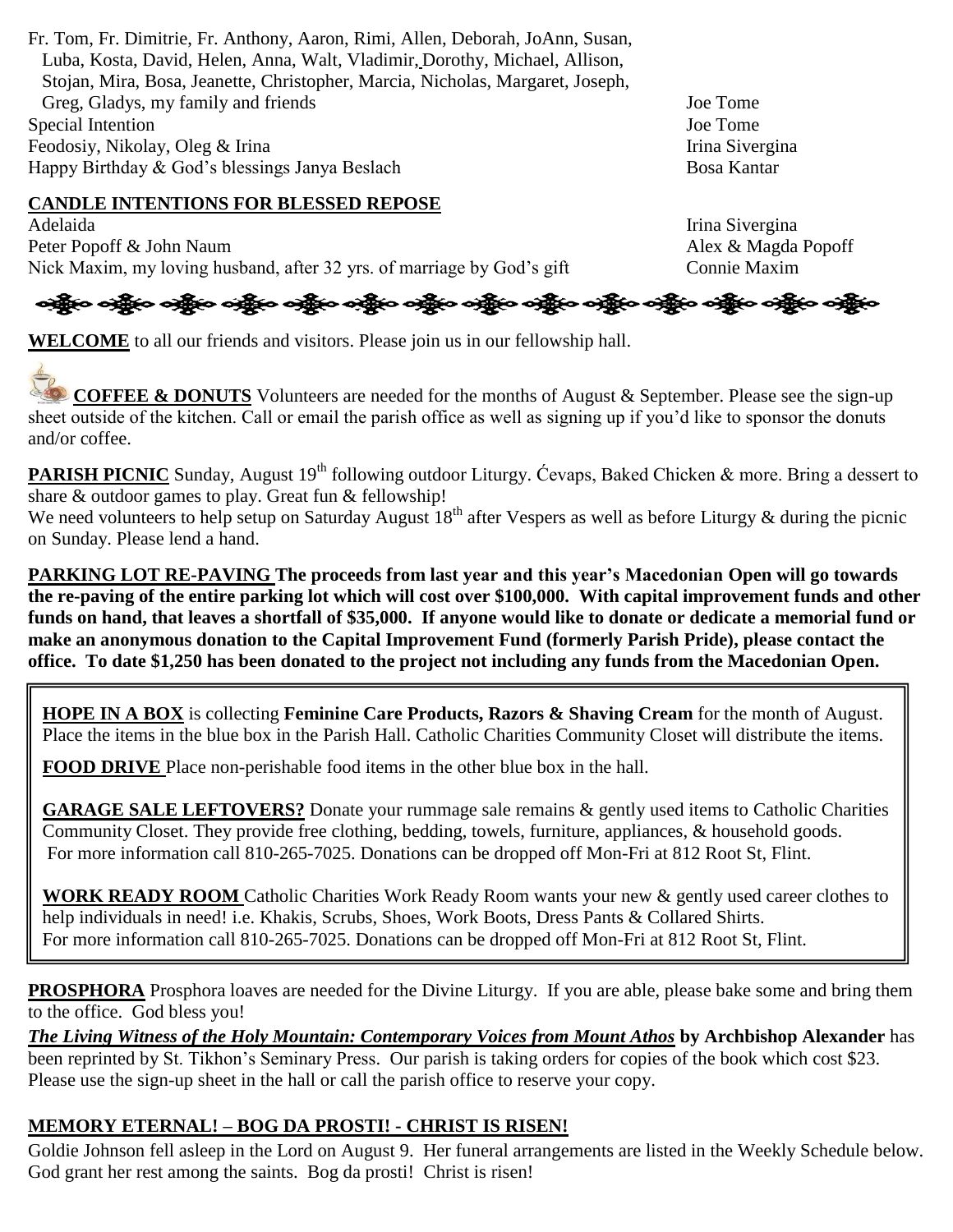| | |
|---|---|
| Fr. Tom, Fr. Dimitrie, Fr. Anthony, Aaron, Rimi, Allen, Deborah, JoAnn, Susan, Luba, Kosta, David, Helen, Anna, Walt, Vladimir, Dorothy, Michael, Allison, Stojan, Mira, Bosa, Jeanette, Christopher, Marcia, Nicholas, Margaret, Joseph, Greg, Gladys, my family and friends | Joe Tome |
| Special Intention | Joe Tome |
| Feodosiy, Nikolay, Oleg & Irina | Irina Sivergina |
| Happy Birthday & God's blessings Janya Beslach | Bosa Kantar |

**CANDLE INTENTIONS FOR BLESSED REPOSE**

| | |
|---|---|
| Adelaida | Irina Sivergina |
| Peter Popoff & John Naum | Alex & Magda Popoff |
| Nick Maxim, my loving husband, after 32 yrs. of marriage by God's gift | Connie Maxim |

**WELCOME** to all our friends and visitors. Please join us in our fellowship hall.

**COFFEE & DONUTS** Volunteers are needed for the months of August & September. Please see the sign-up sheet outside of the kitchen. Call or email the parish office as well as signing up if you'd like to sponsor the donuts and/or coffee.

**PARISH PICNIC** Sunday, August 19th following outdoor Liturgy. Ćevaps, Baked Chicken & more. Bring a dessert to share & outdoor games to play. Great fun & fellowship!
We need volunteers to help setup on Saturday August 18th after Vespers as well as before Liturgy & during the picnic on Sunday. Please lend a hand.

**PARKING LOT RE-PAVING The proceeds from last year and this year's Macedonian Open will go towards the re-paving of the entire parking lot which will cost over $100,000. With capital improvement funds and other funds on hand, that leaves a shortfall of $35,000. If anyone would like to donate or dedicate a memorial fund or make an anonymous donation to the Capital Improvement Fund (formerly Parish Pride), please contact the office. To date $1,250 has been donated to the project not including any funds from the Macedonian Open.**

**HOPE IN A BOX** is collecting **Feminine Care Products, Razors & Shaving Cream** for the month of August. Place the items in the blue box in the Parish Hall. Catholic Charities Community Closet will distribute the items.

**FOOD DRIVE** Place non-perishable food items in the other blue box in the hall.

**GARAGE SALE LEFTOVERS?** Donate your rummage sale remains & gently used items to Catholic Charities Community Closet. They provide free clothing, bedding, towels, furniture, appliances, & household goods. For more information call 810-265-7025. Donations can be dropped off Mon-Fri at 812 Root St, Flint.

**WORK READY ROOM** Catholic Charities Work Ready Room wants your new & gently used career clothes to help individuals in need! i.e. Khakis, Scrubs, Shoes, Work Boots, Dress Pants & Collared Shirts. For more information call 810-265-7025. Donations can be dropped off Mon-Fri at 812 Root St, Flint.

**PROSPHORA** Prosphora loaves are needed for the Divine Liturgy. If you are able, please bake some and bring them to the office. God bless you!

***The Living Witness of the Holy Mountain: Contemporary Voices from Mount Athos*** **by Archbishop Alexander** has been reprinted by St. Tikhon's Seminary Press. Our parish is taking orders for copies of the book which cost $23. Please use the sign-up sheet in the hall or call the parish office to reserve your copy.

**MEMORY ETERNAL! – BOG DA PROSTI! - CHRIST IS RISEN!**

Goldie Johnson fell asleep in the Lord on August 9. Her funeral arrangements are listed in the Weekly Schedule below. God grant her rest among the saints. Bog da prosti! Christ is risen!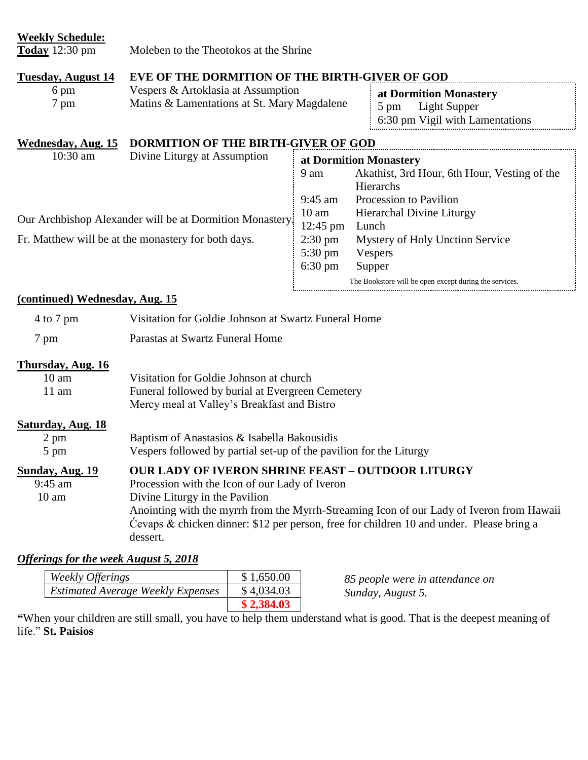**Weekly Schedule:**

**Today** 12:30 pm — Moleben to the Theotokos at the Shrine

**Tuesday, August 14** — **EVE OF THE DORMITION OF THE BIRTH-GIVER OF GOD**

6 pm — Vespers & Artoklasia at Assumption

7 pm — Matins & Lamentations at St. Mary Magdalene

**at Dormition Monastery**

5 pm — Light Supper

6:30 pm — Vigil with Lamentations

**Wednesday, Aug. 15** — **DORMITION OF THE BIRTH-GIVER OF GOD**

10:30 am — Divine Liturgy at Assumption

Our Archbishop Alexander will be at Dormition Monastery.

Fr. Matthew will be at the monastery for both days.

**at Dormition Monastery**

9 am — Akathist, 3rd Hour, 6th Hour, Vesting of the Hierarchs

9:45 am — Procession to Pavilion

10 am — Hierarchal Divine Liturgy

12:45 pm — Lunch

2:30 pm — Mystery of Holy Unction Service

5:30 pm — Vespers

6:30 pm — Supper

The Bookstore will be open except during the services.

**(continued) Wednesday, Aug. 15**

4 to 7 pm — Visitation for Goldie Johnson at Swartz Funeral Home

7 pm — Parastas at Swartz Funeral Home

**Thursday, Aug. 16**

10 am — Visitation for Goldie Johnson at church

11 am — Funeral followed by burial at Evergreen Cemetery

Mercy meal at Valley's Breakfast and Bistro

**Saturday, Aug. 18**

2 pm — Baptism of Anastasios & Isabella Bakousidis

5 pm — Vespers followed by partial set-up of the pavilion for the Liturgy

**Sunday, Aug. 19** — **OUR LADY OF IVERON SHRINE FEAST – OUTDOOR LITURGY**

9:45 am — Procession with the Icon of our Lady of Iveron

10 am — Divine Liturgy in the Pavilion

Anointing with the myrrh from the Myrrh-Streaming Icon of our Lady of Iveron from Hawaii

Ćevaps & chicken dinner: $12 per person, free for children 10 and under. Please bring a dessert.

***Offerings for the week August 5, 2018***

| | |
|---|---|
| *Weekly Offerings* | $ 1,650.00 |
| *Estimated Average Weekly Expenses* | $ 4,034.03 |
| | **$ 2,384.03** |

*85 people were in attendance on Sunday, August 5.*

**"**When your children are still small, you have to help them understand what is good. That is the deepest meaning of life." **St. Paisios**